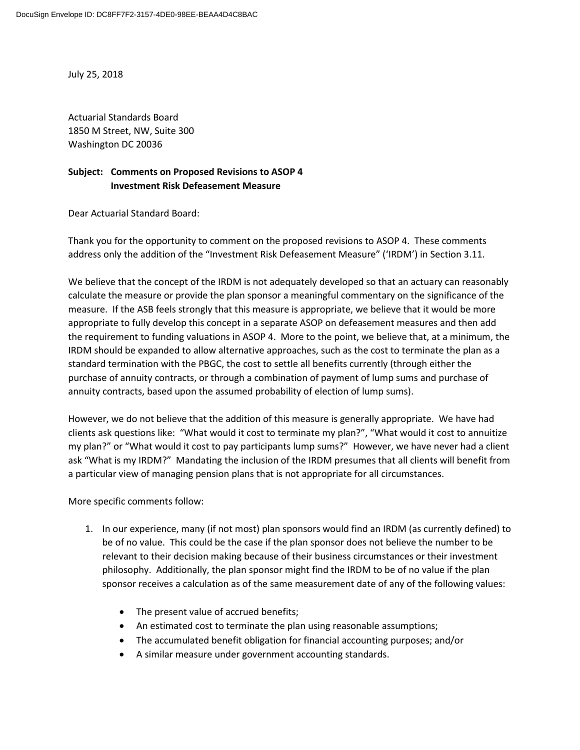DocuSign Envelope ID: DC8FF7F2-3157-4DE0-98EE-BEAA4D4C8BAC

July 25, 2018

Actuarial Standards Board
1850 M Street, NW, Suite 300
Washington DC 20036

**Subject: Comments on Proposed Revisions to ASOP 4**
**Investment Risk Defeasement Measure**

Dear Actuarial Standard Board:

Thank you for the opportunity to comment on the proposed revisions to ASOP 4. These comments address only the addition of the "Investment Risk Defeasement Measure" ('IRDM') in Section 3.11.

We believe that the concept of the IRDM is not adequately developed so that an actuary can reasonably calculate the measure or provide the plan sponsor a meaningful commentary on the significance of the measure. If the ASB feels strongly that this measure is appropriate, we believe that it would be more appropriate to fully develop this concept in a separate ASOP on defeasement measures and then add the requirement to funding valuations in ASOP 4. More to the point, we believe that, at a minimum, the IRDM should be expanded to allow alternative approaches, such as the cost to terminate the plan as a standard termination with the PBGC, the cost to settle all benefits currently (through either the purchase of annuity contracts, or through a combination of payment of lump sums and purchase of annuity contracts, based upon the assumed probability of election of lump sums).

However, we do not believe that the addition of this measure is generally appropriate. We have had clients ask questions like: "What would it cost to terminate my plan?", "What would it cost to annuitize my plan?" or "What would it cost to pay participants lump sums?" However, we have never had a client ask "What is my IRDM?" Mandating the inclusion of the IRDM presumes that all clients will benefit from a particular view of managing pension plans that is not appropriate for all circumstances.

More specific comments follow:

1. In our experience, many (if not most) plan sponsors would find an IRDM (as currently defined) to be of no value. This could be the case if the plan sponsor does not believe the number to be relevant to their decision making because of their business circumstances or their investment philosophy. Additionally, the plan sponsor might find the IRDM to be of no value if the plan sponsor receives a calculation as of the same measurement date of any of the following values:

    - The present value of accrued benefits;
    - An estimated cost to terminate the plan using reasonable assumptions;
    - The accumulated benefit obligation for financial accounting purposes; and/or
    - A similar measure under government accounting standards.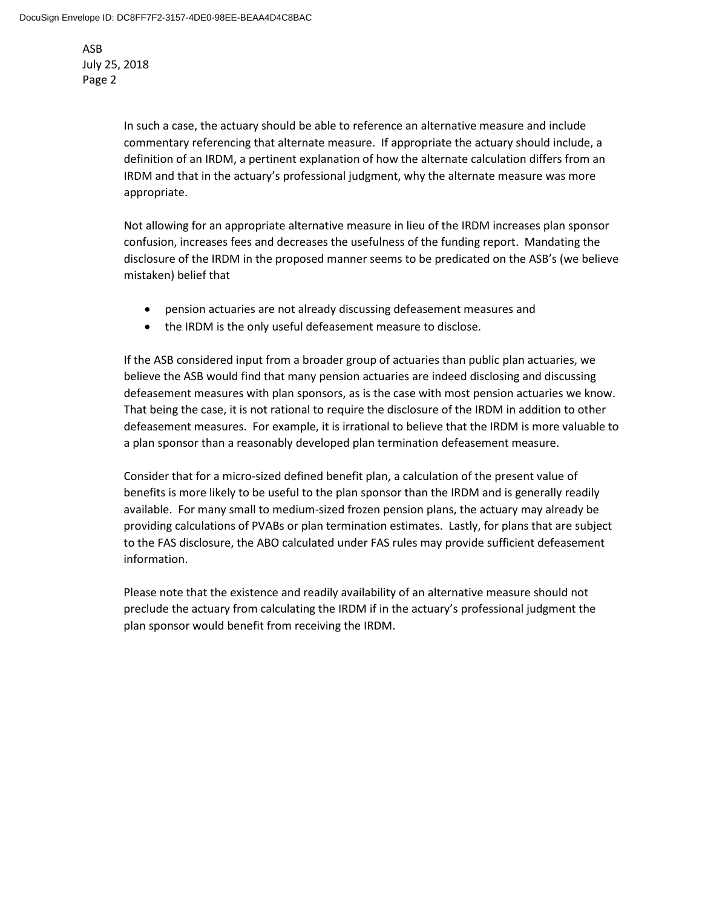In such a case, the actuary should be able to reference an alternative measure and include commentary referencing that alternate measure. If appropriate the actuary should include, a definition of an IRDM, a pertinent explanation of how the alternate calculation differs from an IRDM and that in the actuary's professional judgment, why the alternate measure was more appropriate.

Not allowing for an appropriate alternative measure in lieu of the IRDM increases plan sponsor confusion, increases fees and decreases the usefulness of the funding report. Mandating the disclosure of the IRDM in the proposed manner seems to be predicated on the ASB's (we believe mistaken) belief that

- pension actuaries are not already discussing defeasement measures and
- the IRDM is the only useful defeasement measure to disclose.

If the ASB considered input from a broader group of actuaries than public plan actuaries, we believe the ASB would find that many pension actuaries are indeed disclosing and discussing defeasement measures with plan sponsors, as is the case with most pension actuaries we know. That being the case, it is not rational to require the disclosure of the IRDM in addition to other defeasement measures. For example, it is irrational to believe that the IRDM is more valuable to a plan sponsor than a reasonably developed plan termination defeasement measure.

Consider that for a micro-sized defined benefit plan, a calculation of the present value of benefits is more likely to be useful to the plan sponsor than the IRDM and is generally readily available. For many small to medium-sized frozen pension plans, the actuary may already be providing calculations of PVABs or plan termination estimates. Lastly, for plans that are subject to the FAS disclosure, the ABO calculated under FAS rules may provide sufficient defeasement information.

Please note that the existence and readily availability of an alternative measure should not preclude the actuary from calculating the IRDM if in the actuary's professional judgment the plan sponsor would benefit from receiving the IRDM.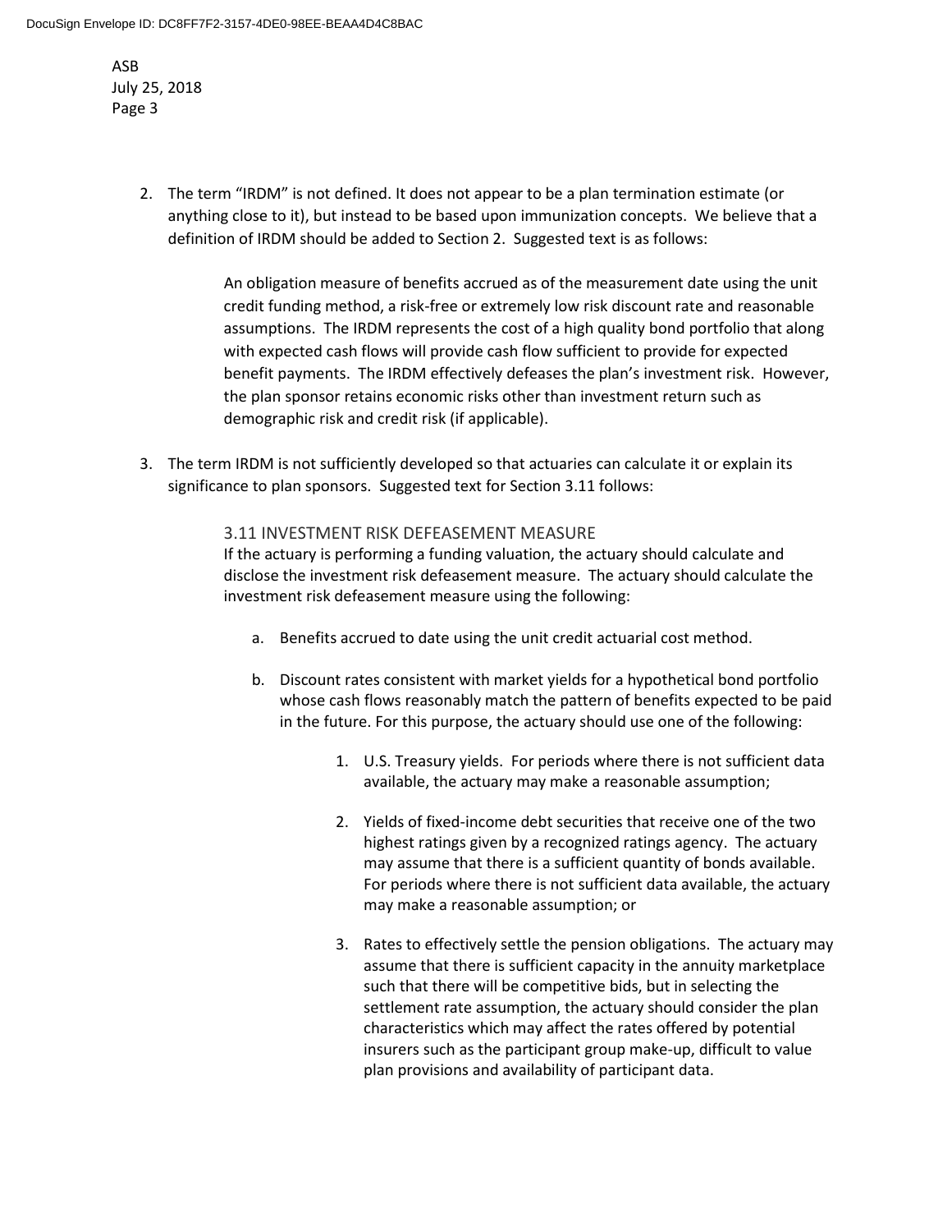2. The term "IRDM" is not defined. It does not appear to be a plan termination estimate (or anything close to it), but instead to be based upon immunization concepts. We believe that a definition of IRDM should be added to Section 2. Suggested text is as follows:

   > An obligation measure of benefits accrued as of the measurement date using the unit credit funding method, a risk-free or extremely low risk discount rate and reasonable assumptions. The IRDM represents the cost of a high quality bond portfolio that along with expected cash flows will provide cash flow sufficient to provide for expected benefit payments. The IRDM effectively defeases the plan's investment risk. However, the plan sponsor retains economic risks other than investment return such as demographic risk and credit risk (if applicable).

3. The term IRDM is not sufficiently developed so that actuaries can calculate it or explain its significance to plan sponsors. Suggested text for Section 3.11 follows:

   > 3.11 INVESTMENT RISK DEFEASEMENT MEASURE
   > If the actuary is performing a funding valuation, the actuary should calculate and disclose the investment risk defeasement measure. The actuary should calculate the investment risk defeasement measure using the following:
   >
   > a. Benefits accrued to date using the unit credit actuarial cost method.
   >
   > b. Discount rates consistent with market yields for a hypothetical bond portfolio whose cash flows reasonably match the pattern of benefits expected to be paid in the future. For this purpose, the actuary should use one of the following:
   >
   >    1. U.S. Treasury yields. For periods where there is not sufficient data available, the actuary may make a reasonable assumption;
   >
   >    2. Yields of fixed-income debt securities that receive one of the two highest ratings given by a recognized ratings agency. The actuary may assume that there is a sufficient quantity of bonds available. For periods where there is not sufficient data available, the actuary may make a reasonable assumption; or
   >
   >    3. Rates to effectively settle the pension obligations. The actuary may assume that there is sufficient capacity in the annuity marketplace such that there will be competitive bids, but in selecting the settlement rate assumption, the actuary should consider the plan characteristics which may affect the rates offered by potential insurers such as the participant group make-up, difficult to value plan provisions and availability of participant data.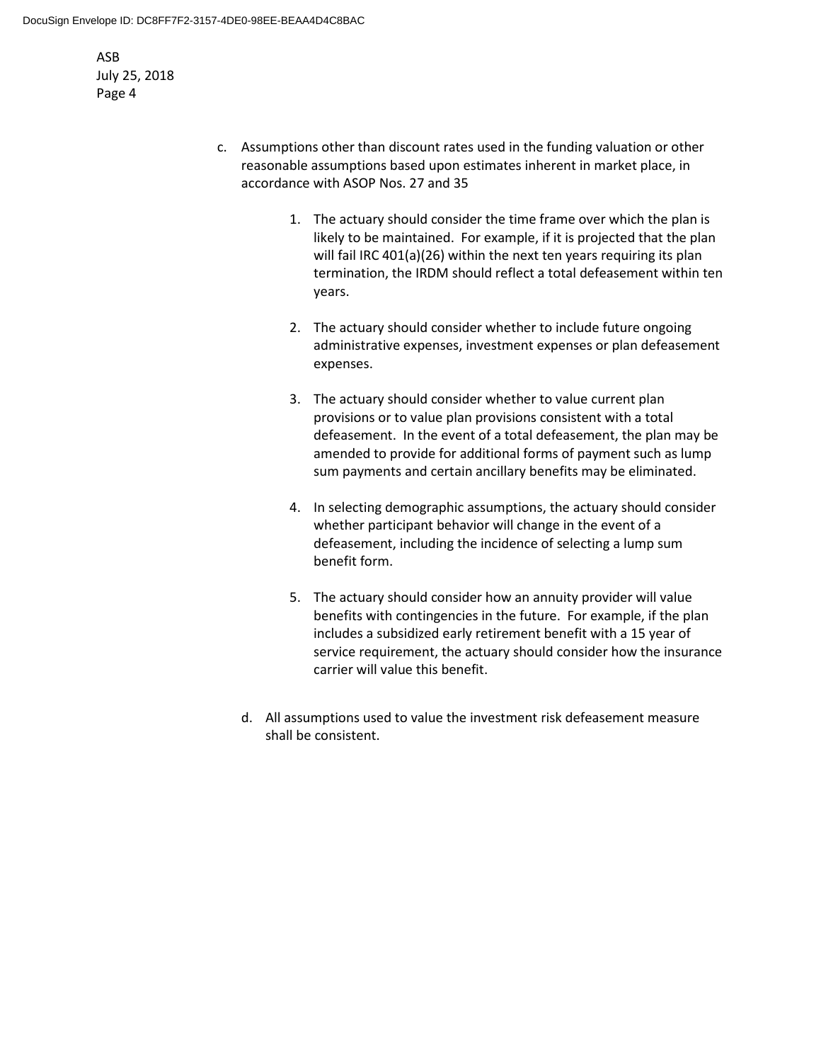c. Assumptions other than discount rates used in the funding valuation or other reasonable assumptions based upon estimates inherent in market place, in accordance with ASOP Nos. 27 and 35

   1. The actuary should consider the time frame over which the plan is likely to be maintained. For example, if it is projected that the plan will fail IRC 401(a)(26) within the next ten years requiring its plan termination, the IRDM should reflect a total defeasement within ten years.

   2. The actuary should consider whether to include future ongoing administrative expenses, investment expenses or plan defeasement expenses.

   3. The actuary should consider whether to value current plan provisions or to value plan provisions consistent with a total defeasement. In the event of a total defeasement, the plan may be amended to provide for additional forms of payment such as lump sum payments and certain ancillary benefits may be eliminated.

   4. In selecting demographic assumptions, the actuary should consider whether participant behavior will change in the event of a defeasement, including the incidence of selecting a lump sum benefit form.

   5. The actuary should consider how an annuity provider will value benefits with contingencies in the future. For example, if the plan includes a subsidized early retirement benefit with a 15 year of service requirement, the actuary should consider how the insurance carrier will value this benefit.

d. All assumptions used to value the investment risk defeasement measure shall be consistent.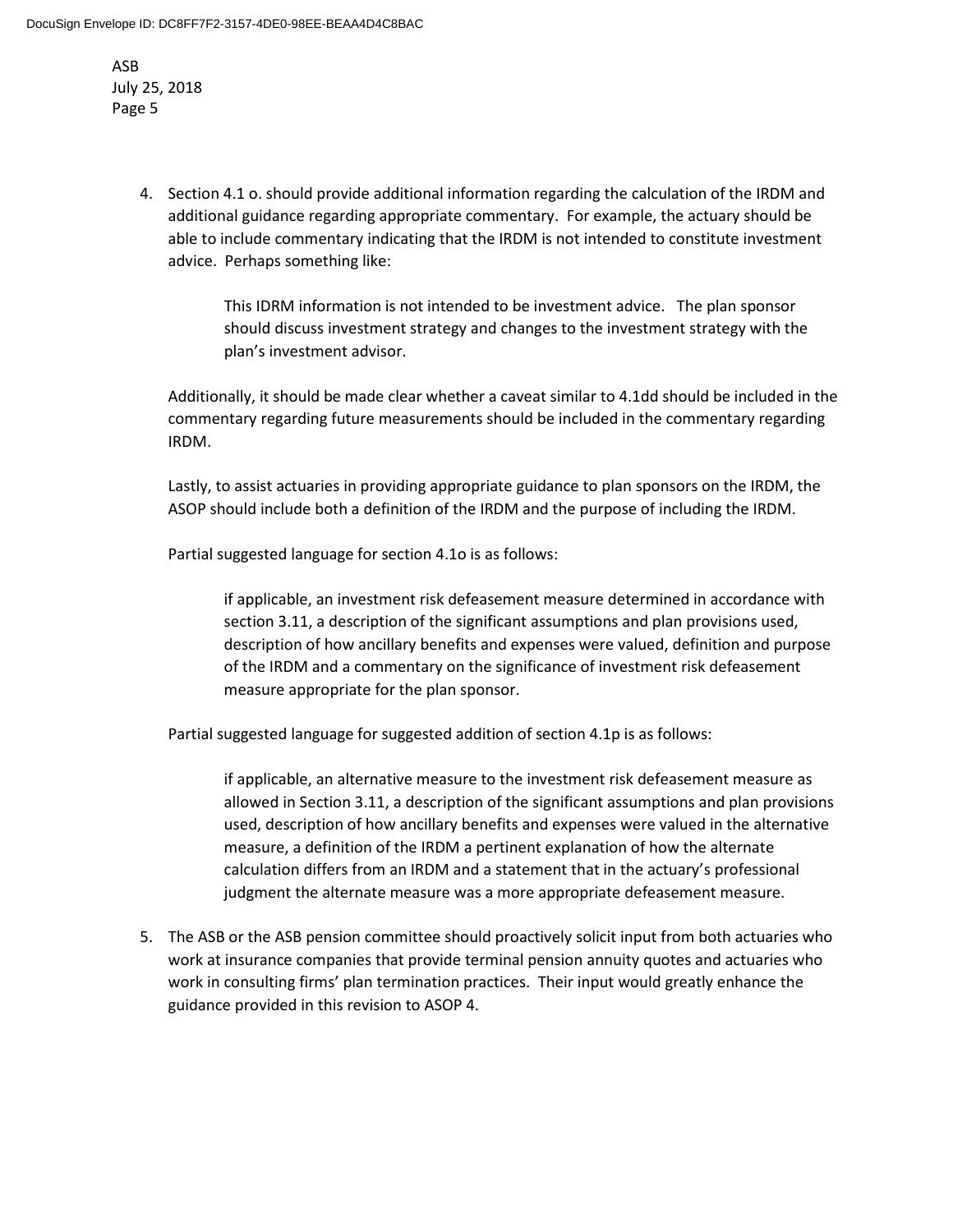4. Section 4.1 o. should provide additional information regarding the calculation of the IRDM and additional guidance regarding appropriate commentary. For example, the actuary should be able to include commentary indicating that the IRDM is not intended to constitute investment advice. Perhaps something like:

   > This IDRM information is not intended to be investment advice. The plan sponsor should discuss investment strategy and changes to the investment strategy with the plan's investment advisor.

   Additionally, it should be made clear whether a caveat similar to 4.1dd should be included in the commentary regarding future measurements should be included in the commentary regarding IRDM.

   Lastly, to assist actuaries in providing appropriate guidance to plan sponsors on the IRDM, the ASOP should include both a definition of the IRDM and the purpose of including the IRDM.

   Partial suggested language for section 4.1o is as follows:

   > if applicable, an investment risk defeasement measure determined in accordance with section 3.11, a description of the significant assumptions and plan provisions used, description of how ancillary benefits and expenses were valued, definition and purpose of the IRDM and a commentary on the significance of investment risk defeasement measure appropriate for the plan sponsor.

   Partial suggested language for suggested addition of section 4.1p is as follows:

   > if applicable, an alternative measure to the investment risk defeasement measure as allowed in Section 3.11, a description of the significant assumptions and plan provisions used, description of how ancillary benefits and expenses were valued in the alternative measure, a definition of the IRDM a pertinent explanation of how the alternate calculation differs from an IRDM and a statement that in the actuary's professional judgment the alternate measure was a more appropriate defeasement measure.

5. The ASB or the ASB pension committee should proactively solicit input from both actuaries who work at insurance companies that provide terminal pension annuity quotes and actuaries who work in consulting firms' plan termination practices. Their input would greatly enhance the guidance provided in this revision to ASOP 4.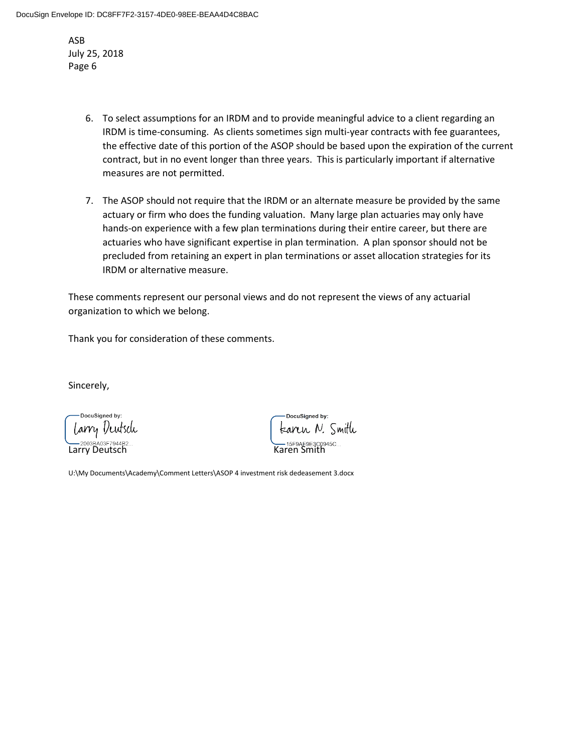6. To select assumptions for an IRDM and to provide meaningful advice to a client regarding an IRDM is time-consuming. As clients sometimes sign multi-year contracts with fee guarantees, the effective date of this portion of the ASOP should be based upon the expiration of the current contract, but in no event longer than three years. This is particularly important if alternative measures are not permitted.

7. The ASOP should not require that the IRDM or an alternate measure be provided by the same actuary or firm who does the funding valuation. Many large plan actuaries may only have hands-on experience with a few plan terminations during their entire career, but there are actuaries who have significant expertise in plan termination. A plan sponsor should not be precluded from retaining an expert in plan terminations or asset allocation strategies for its IRDM or alternative measure.

These comments represent our personal views and do not represent the views of any actuarial organization to which we belong.

Thank you for consideration of these comments.

Sincerely,

DocuSigned by:
Larry Deutsch
2003BA03F7944B2...
Larry Deutsch

DocuSigned by:
Karen N. Smith
15F9AE9E3C0945C...
Karen Smith

U:\My Documents\Academy\Comment Letters\ASOP 4 investment risk dedeasement 3.docx